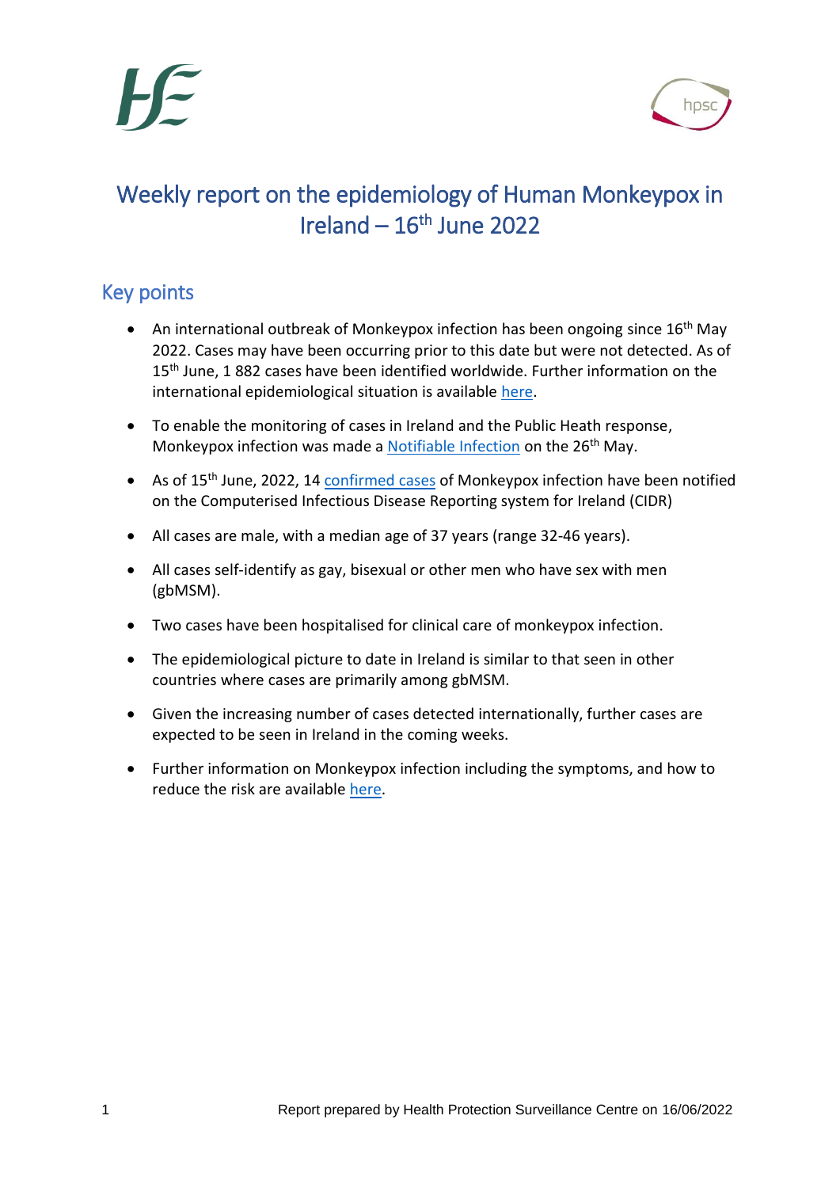# Weekly report on the epidemiology of Human Monkeypox in Ireland – 16th June 2022

## Key points

- An international outbreak of Monkeypox infection has been ongoing since 16th May 2022. Cases may have been occurring prior to this date but were not detected. As of 15th June, 1 882 cases have been identified worldwide. Further information on the international epidemiological situation is available here.
- To enable the monitoring of cases in Ireland and the Public Heath response, Monkeypox infection was made a Notifiable Infection on the 26th May.
- As of 15th June, 2022, 14 confirmed cases of Monkeypox infection have been notified on the Computerised Infectious Disease Reporting system for Ireland (CIDR)
- All cases are male, with a median age of 37 years (range 32-46 years).
- All cases self-identify as gay, bisexual or other men who have sex with men (gbMSM).
- Two cases have been hospitalised for clinical care of monkeypox infection.
- The epidemiological picture to date in Ireland is similar to that seen in other countries where cases are primarily among gbMSM.
- Given the increasing number of cases detected internationally, further cases are expected to be seen in Ireland in the coming weeks.
- Further information on Monkeypox infection including the symptoms, and how to reduce the risk are available here.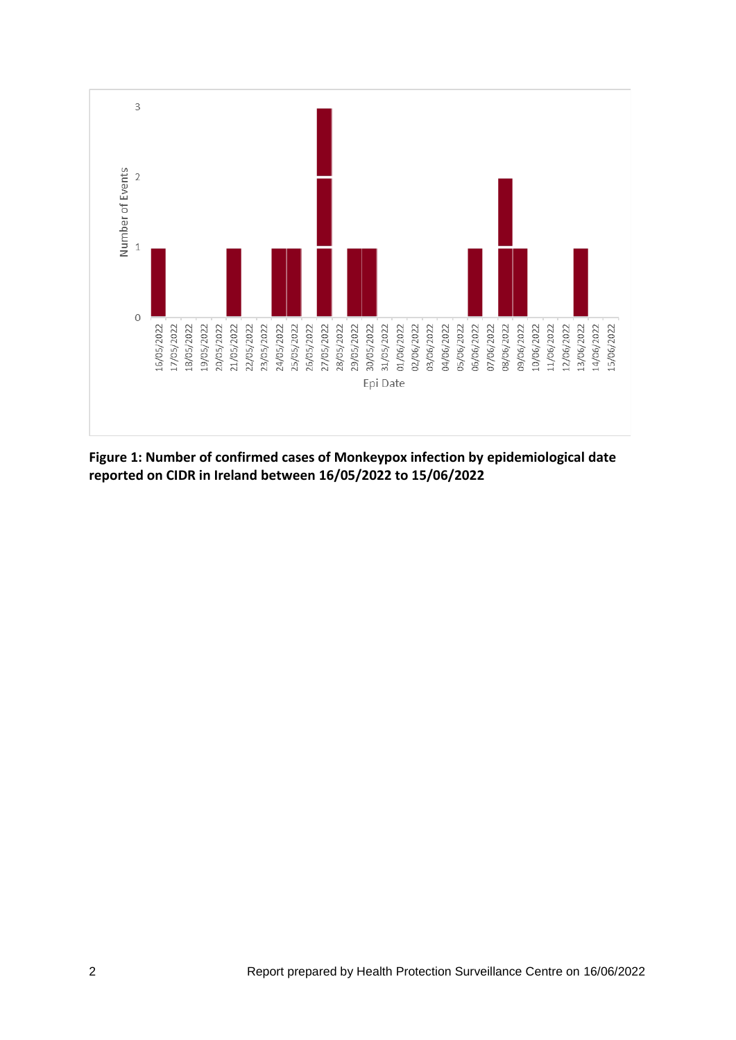**Figure 1: Number of confirmed cases of Monkeypox infection by epidemiological date reported on CIDR in Ireland between 16/05/2022 to 15/06/2022**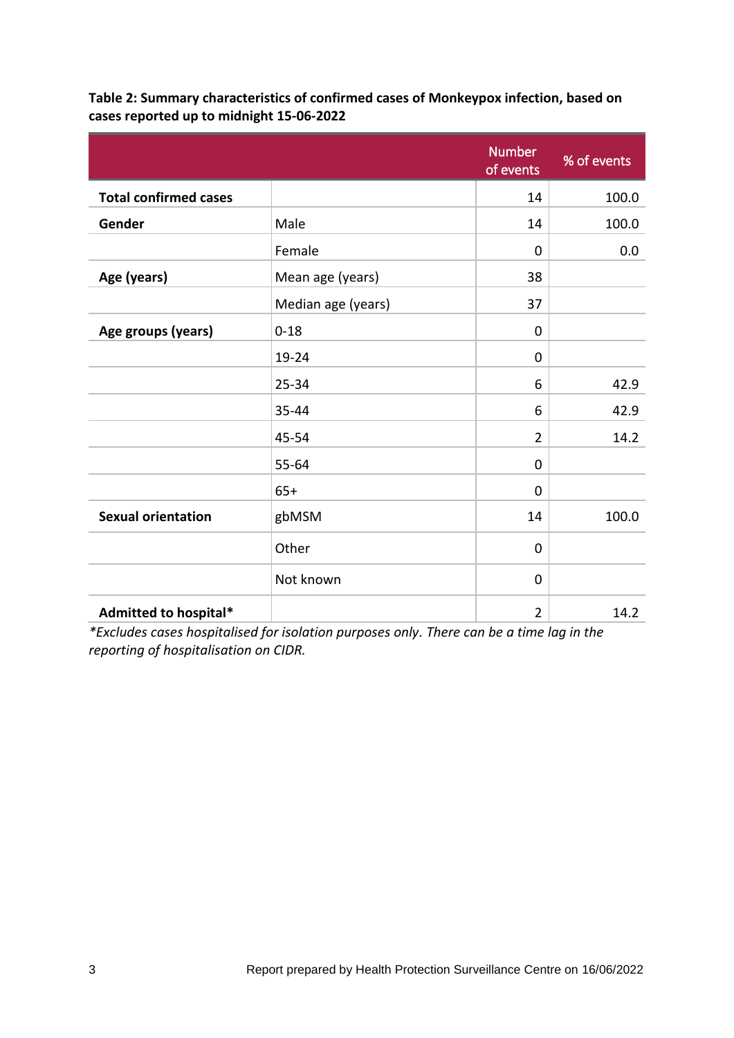**Table 2: Summary characteristics of confirmed cases of Monkeypox infection, based on cases reported up to midnight 15-06-2022**

| | | Number of events | % of events |
|---|---|---|---|
| **Total confirmed cases** | | 14 | 100.0 |
| **Gender** | Male | 14 | 100.0 |
| | Female | 0 | 0.0 |
| **Age (years)** | Mean age (years) | 38 | |
| | Median age (years) | 37 | |
| **Age groups (years)** | 0-18 | 0 | |
| | 19-24 | 0 | |
| | 25-34 | 6 | 42.9 |
| | 35-44 | 6 | 42.9 |
| | 45-54 | 2 | 14.2 |
| | 55-64 | 0 | |
| | 65+ | 0 | |
| **Sexual orientation** | gbMSM | 14 | 100.0 |
| | Other | 0 | |
| | Not known | 0 | |
| **Admitted to hospital*** | | 2 | 14.2 |

*\*Excludes cases hospitalised for isolation purposes only. There can be a time lag in the reporting of hospitalisation on CIDR.*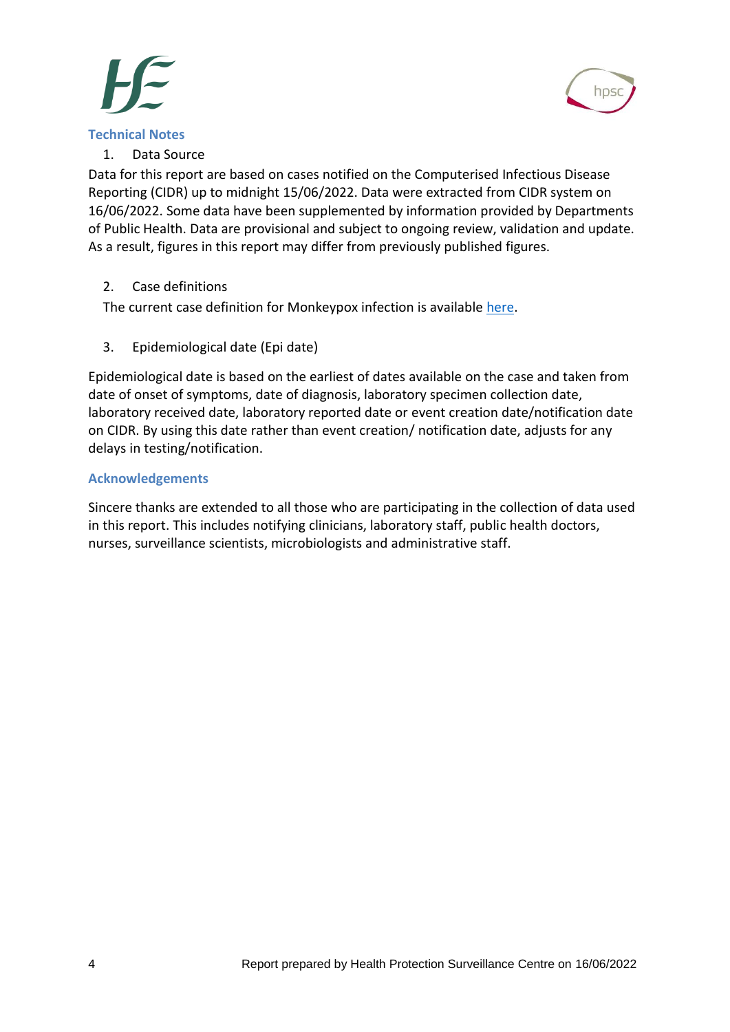## Technical Notes

1. Data Source

Data for this report are based on cases notified on the Computerised Infectious Disease Reporting (CIDR) up to midnight 15/06/2022. Data were extracted from CIDR system on 16/06/2022. Some data have been supplemented by information provided by Departments of Public Health. Data are provisional and subject to ongoing review, validation and update. As a result, figures in this report may differ from previously published figures.

2. Case definitions

The current case definition for Monkeypox infection is available here.

3. Epidemiological date (Epi date)

Epidemiological date is based on the earliest of dates available on the case and taken from date of onset of symptoms, date of diagnosis, laboratory specimen collection date, laboratory received date, laboratory reported date or event creation date/notification date on CIDR. By using this date rather than event creation/ notification date, adjusts for any delays in testing/notification.

## Acknowledgements

Sincere thanks are extended to all those who are participating in the collection of data used in this report. This includes notifying clinicians, laboratory staff, public health doctors, nurses, surveillance scientists, microbiologists and administrative staff.